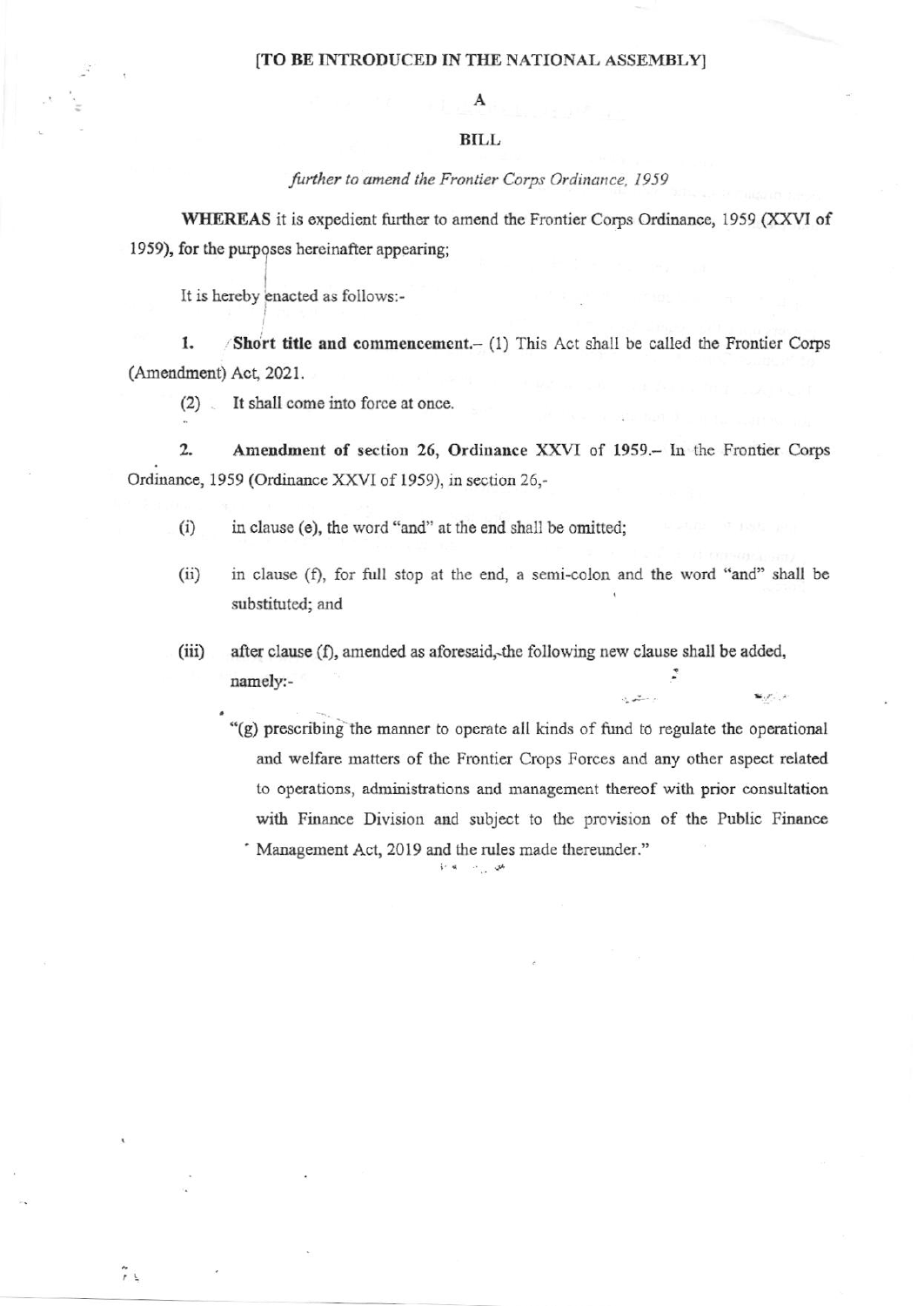[TO BE INTRODUCED IN THE NATIONAL ASSEMBLY]

# A

# BILL

*further to amend the Frontier Corps Ordinance, 1959*

**WHEREAS** it is expedient further to amend the Frontier Corps Ordinance, 1959 (XXVI of 1959), for the purposes hereinafter appearing;

It is hereby enacted as follows:-

**1. Short title and commencement.**– (1) This Act shall be called the Frontier Corps (Amendment) Act, 2021.

(2) It shall come into force at once.

**2. Amendment of section 26, Ordinance XXVI of 1959.**– In the Frontier Corps Ordinance, 1959 (Ordinance XXVI of 1959), in section 26,-

(i) in clause (e), the word "and" at the end shall be omitted;

(ii) in clause (f), for full stop at the end, a semi-colon and the word "and" shall be substituted; and

(iii) after clause (f), amended as aforesaid, the following new clause shall be added, namely:-

"(g) prescribing the manner to operate all kinds of fund to regulate the operational and welfare matters of the Frontier Crops Forces and any other aspect related to operations, administrations and management thereof with prior consultation with Finance Division and subject to the provision of the Public Finance Management Act, 2019 and the rules made thereunder."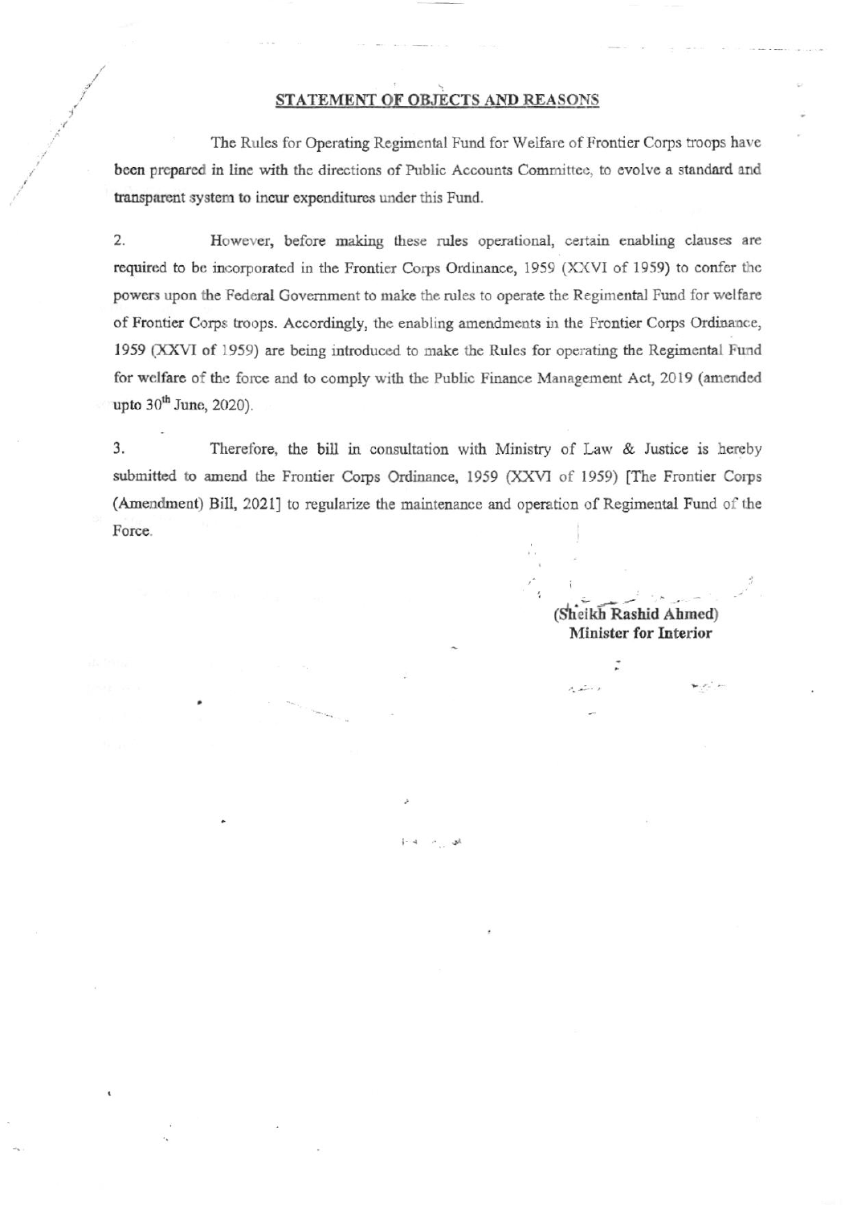## STATEMENT OF OBJECTS AND REASONS

The Rules for Operating Regimental Fund for Welfare of Frontier Corps troops have been prepared in line with the directions of Public Accounts Committee, to evolve a standard and transparent system to incur expenditures under this Fund.

2. However, before making these rules operational, certain enabling clauses are required to be incorporated in the Frontier Corps Ordinance, 1959 (XXVI of 1959) to confer the powers upon the Federal Government to make the rules to operate the Regimental Fund for welfare of Frontier Corps troops. Accordingly, the enabling amendments in the Frontier Corps Ordinance, 1959 (XXVI of 1959) are being introduced to make the Rules for operating the Regimental Fund for welfare of the force and to comply with the Public Finance Management Act, 2019 (amended upto 30th June, 2020).

3. Therefore, the bill in consultation with Ministry of Law & Justice is hereby submitted to amend the Frontier Corps Ordinance, 1959 (XXVI of 1959) [The Frontier Corps (Amendment) Bill, 2021] to regularize the maintenance and operation of Regimental Fund of the Force.

**(Sheikh Rashid Ahmed)**
**Minister for Interior**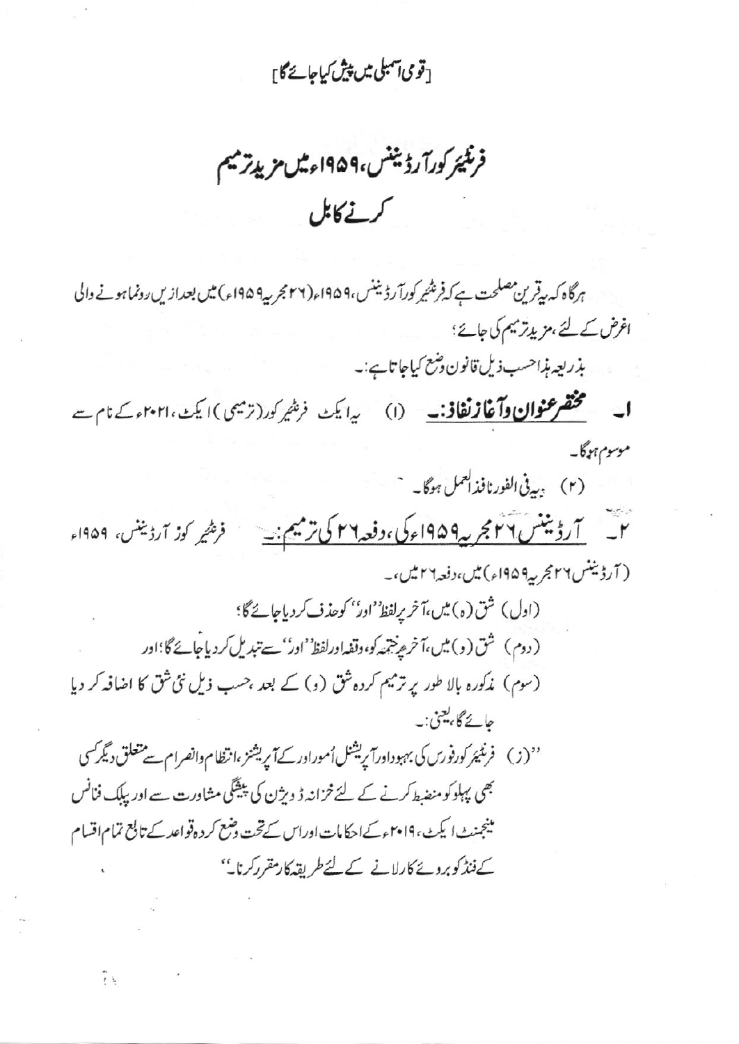[قومی اسمبلی میں پیش کیا جائے گا]

# فرنٹیئر کور آرڈیننس، ۱۹۵۹ء میں مزید ترمیم کرنے کا بل

ہرگاہ کہ یہ قرین مصلحت ہے کہ فرنٹیئر کور آرڈیننس، ۱۹۵۹ء (۲۶ مجریہ ۱۹۵۹ء) میں بعد ازیں رونما ہونے والی اغرض کے لئے، مزید ترمیم کی جائے؛

بذریعہ ہذا حسب ذیل قانون وضع کیا جاتا ہے:۔

۱۔ **مختصر عنوان و آغاز نفاذ:۔** (۱) یہ ایکٹ فرنٹیئر کور (ترمیمی) ایکٹ، ۲۰۲۱ء کے نام سے موسوم ہوگا۔

(۲) یہ فی الفور نافذ العمل ہوگا۔

۲۔ **آرڈیننس ۲۶ مجریہ ۱۹۵۹ء کی، دفعہ ۲۶ کی ترمیم:۔** فرنٹیئر کور آرڈیننس، ۱۹۵۹ء (آرڈیننس ۲۶ مجریہ ۱۹۵۹ء) میں، دفعہ ۲۶ میں،۔

(اول) شق (ہ) میں، آخر پر لفظ "اور" کو حذف کر دیا جائے گا؛

(دوم) شق (و) میں، آخر پر ختمہ کو، وقفہ اور لفظ "اور" سے تبدیل کر دیا جائے گا؛ اور

(سوم) مذکورہ بالا طور پر ترمیم کردہ شق (و) کے بعد، حسب ذیل نئی شق کا اضافہ کر دیا جائے گا، یعنی:۔

"(ز) فرنٹیئر کور فورس کی بہبود اور آپریشنل اُمور اور کے آپریشنز، انتظام و انصرام سے متعلق دیگر کسی بھی پہلو کو منضبط کرنے کے لئے خزانہ ڈویژن کی پیشگی مشاورت سے اور پبلک فنانس مینجمنٹ ایکٹ، ۲۰۱۹ء کے احکامات اور اس کے تحت وضع کردہ قواعد کے تابع تمام اقسام کے فنڈ کو بروئے کار لانے کے لئے طریقہ کار مقرر کرنا۔"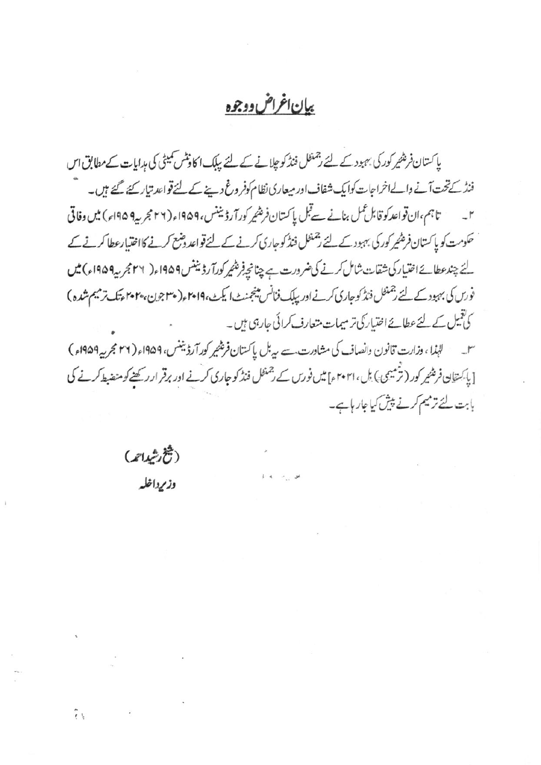# بیان اغراض ووجوہ

پاکستان فرنٹیئر کور کی بہبود کے لئے رجمنٹل فنڈ کو چلانے کے لئے پبلک اکاؤنٹس کمیٹی کی ہدایات کے مطابق اس فنڈ کے تحت آنے والے اخراجات کو ایک شفاف اور معیاری نظام کو فروغ دینے کے لئے قواعد تیار کئے گئے ہیں۔

۲۔ تاہم، ان قواعد کو قابل عمل بنانے سے قبل پاکستان فرنٹیئر کور آرڈیننس، ۱۹۵۹ء (۲۶ مجریہ ۱۹۵۹ء) میں وفاقی حکومت کو پاکستان فرنٹیئر کور کی بہبود کے لئے رجمنٹل فنڈ کو جاری کرنے کے لئے قواعد وضع کرنے کا اختیار عطا کرنے کے لئے چند عطائے اختیار کی شقات شامل کرنے کی ضرورت ہے چنانچہ فرنٹیئر کور آرڈیننس ۱۹۵۹ء (۲۶ مجریہ ۱۹۵۹ء) میں فورس کی بہبود کے لئے رجمنٹل فنڈ کو جاری کرنے اور پبلک فنانس مینجمنٹ ایکٹ، ۲۰۱۹ء (۳۰ جون، ۲۰۲۰ء تک ترمیم شدہ) کی تعمیل کے لئے عطائے اختیار کی ترمیمات متعارف کرائی جارہی ہیں۔

۳۔ لہٰذا، وزارت قانون وانصاف کی مشاورت سے یہ بل پاکستان فرنٹیئر کور آرڈیننس، ۱۹۵۹ء (۲۶ مجریہ ۱۹۵۹ء) [پاکستان فرنٹیئر کور (ترمیمی) بل، ۲۰۲۱ء] میں فورس کے رجمنٹل فنڈ کو جاری کرنے اور برقرار رکھنے کو منضبط کرنے کی بابت لئے ترمیم کرنے پیش کیا جارہا ہے۔

(شیخ رشید احمد)

وزیر داخلہ